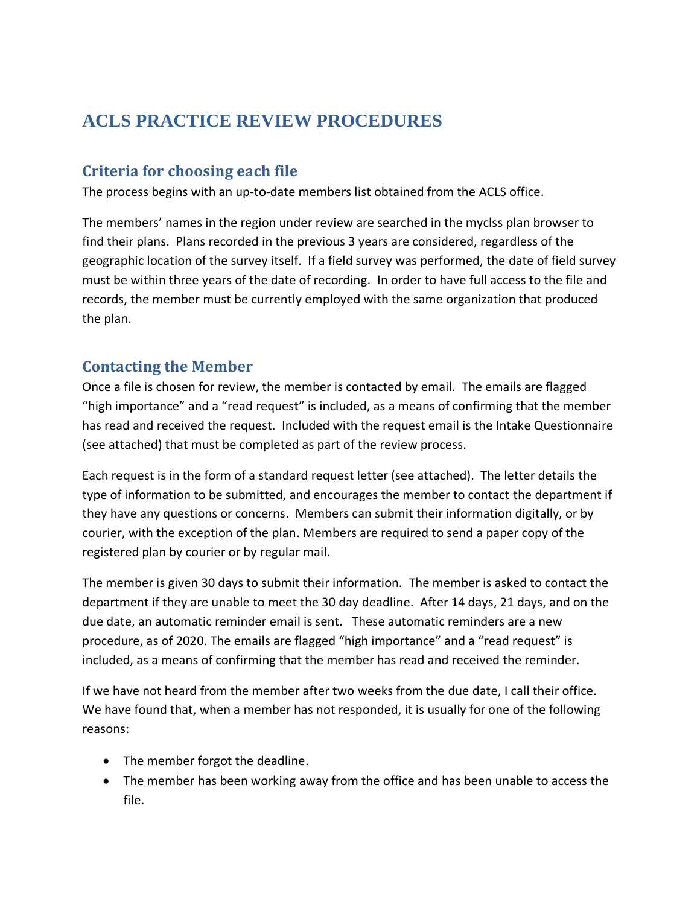# ACLS PRACTICE REVIEW PROCEDURES

## Criteria for choosing each file

The process begins with an up-to-date members list obtained from the ACLS office.

The members' names in the region under review are searched in the myclss plan browser to find their plans. Plans recorded in the previous 3 years are considered, regardless of the geographic location of the survey itself. If a field survey was performed, the date of field survey must be within three years of the date of recording. In order to have full access to the file and records, the member must be currently employed with the same organization that produced the plan.

## Contacting the Member

Once a file is chosen for review, the member is contacted by email. The emails are flagged "high importance" and a "read request" is included, as a means of confirming that the member has read and received the request. Included with the request email is the Intake Questionnaire (see attached) that must be completed as part of the review process.

Each request is in the form of a standard request letter (see attached). The letter details the type of information to be submitted, and encourages the member to contact the department if they have any questions or concerns. Members can submit their information digitally, or by courier, with the exception of the plan. Members are required to send a paper copy of the registered plan by courier or by regular mail.

The member is given 30 days to submit their information. The member is asked to contact the department if they are unable to meet the 30 day deadline. After 14 days, 21 days, and on the due date, an automatic reminder email is sent. These automatic reminders are a new procedure, as of 2020. The emails are flagged "high importance" and a "read request" is included, as a means of confirming that the member has read and received the reminder.

If we have not heard from the member after two weeks from the due date, I call their office. We have found that, when a member has not responded, it is usually for one of the following reasons:

- The member forgot the deadline.
- The member has been working away from the office and has been unable to access the file.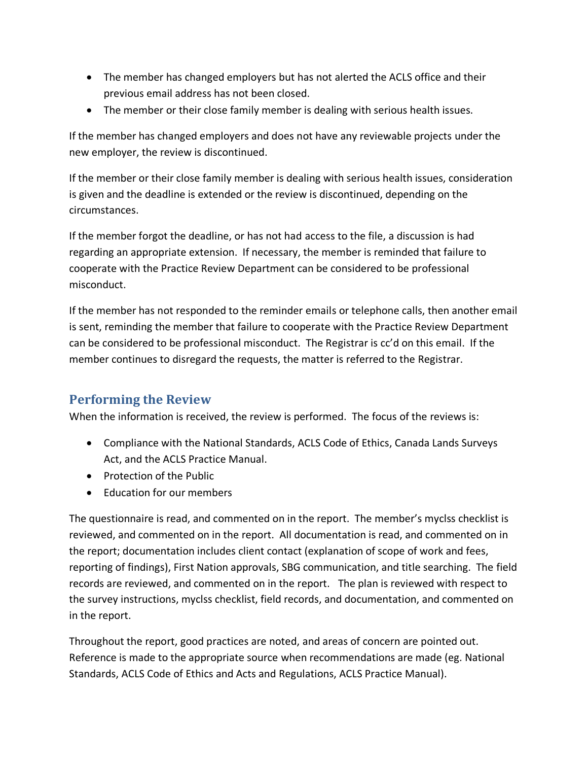- The member has changed employers but has not alerted the ACLS office and their previous email address has not been closed.
- The member or their close family member is dealing with serious health issues.

If the member has changed employers and does not have any reviewable projects under the new employer, the review is discontinued.

If the member or their close family member is dealing with serious health issues, consideration is given and the deadline is extended or the review is discontinued, depending on the circumstances.

If the member forgot the deadline, or has not had access to the file, a discussion is had regarding an appropriate extension. If necessary, the member is reminded that failure to cooperate with the Practice Review Department can be considered to be professional misconduct.

If the member has not responded to the reminder emails or telephone calls, then another email is sent, reminding the member that failure to cooperate with the Practice Review Department can be considered to be professional misconduct. The Registrar is cc'd on this email. If the member continues to disregard the requests, the matter is referred to the Registrar.

## Performing the Review

When the information is received, the review is performed. The focus of the reviews is:

- Compliance with the National Standards, ACLS Code of Ethics, Canada Lands Surveys Act, and the ACLS Practice Manual.
- Protection of the Public
- Education for our members

The questionnaire is read, and commented on in the report. The member's myclss checklist is reviewed, and commented on in the report. All documentation is read, and commented on in the report; documentation includes client contact (explanation of scope of work and fees, reporting of findings), First Nation approvals, SBG communication, and title searching. The field records are reviewed, and commented on in the report. The plan is reviewed with respect to the survey instructions, myclss checklist, field records, and documentation, and commented on in the report.

Throughout the report, good practices are noted, and areas of concern are pointed out. Reference is made to the appropriate source when recommendations are made (eg. National Standards, ACLS Code of Ethics and Acts and Regulations, ACLS Practice Manual).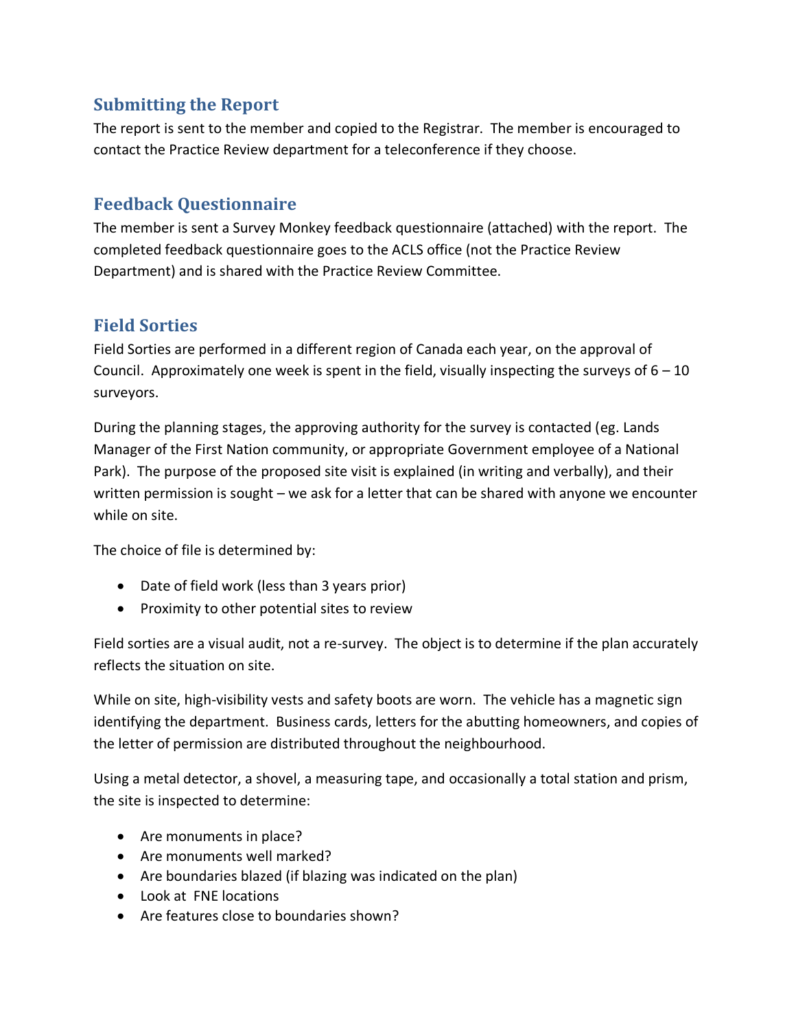## Submitting the Report

The report is sent to the member and copied to the Registrar. The member is encouraged to contact the Practice Review department for a teleconference if they choose.

## Feedback Questionnaire

The member is sent a Survey Monkey feedback questionnaire (attached) with the report. The completed feedback questionnaire goes to the ACLS office (not the Practice Review Department) and is shared with the Practice Review Committee.

## Field Sorties

Field Sorties are performed in a different region of Canada each year, on the approval of Council. Approximately one week is spent in the field, visually inspecting the surveys of 6 – 10 surveyors.

During the planning stages, the approving authority for the survey is contacted (eg. Lands Manager of the First Nation community, or appropriate Government employee of a National Park). The purpose of the proposed site visit is explained (in writing and verbally), and their written permission is sought – we ask for a letter that can be shared with anyone we encounter while on site.

The choice of file is determined by:

- Date of field work (less than 3 years prior)
- Proximity to other potential sites to review

Field sorties are a visual audit, not a re-survey. The object is to determine if the plan accurately reflects the situation on site.

While on site, high-visibility vests and safety boots are worn. The vehicle has a magnetic sign identifying the department. Business cards, letters for the abutting homeowners, and copies of the letter of permission are distributed throughout the neighbourhood.

Using a metal detector, a shovel, a measuring tape, and occasionally a total station and prism, the site is inspected to determine:

- Are monuments in place?
- Are monuments well marked?
- Are boundaries blazed (if blazing was indicated on the plan)
- Look at FNE locations
- Are features close to boundaries shown?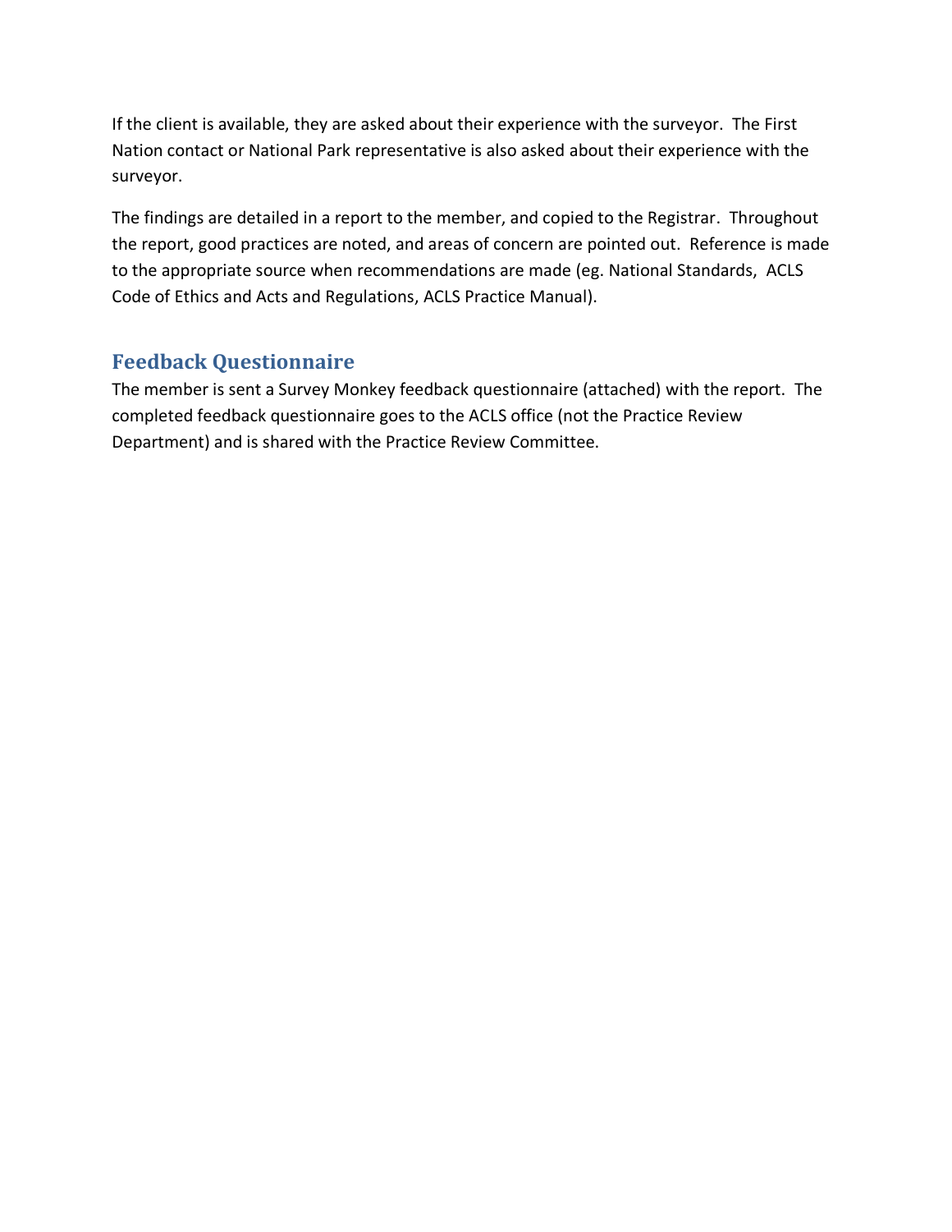If the client is available, they are asked about their experience with the surveyor. The First Nation contact or National Park representative is also asked about their experience with the surveyor.

The findings are detailed in a report to the member, and copied to the Registrar. Throughout the report, good practices are noted, and areas of concern are pointed out. Reference is made to the appropriate source when recommendations are made (eg. National Standards, ACLS Code of Ethics and Acts and Regulations, ACLS Practice Manual).

## Feedback Questionnaire

The member is sent a Survey Monkey feedback questionnaire (attached) with the report. The completed feedback questionnaire goes to the ACLS office (not the Practice Review Department) and is shared with the Practice Review Committee.